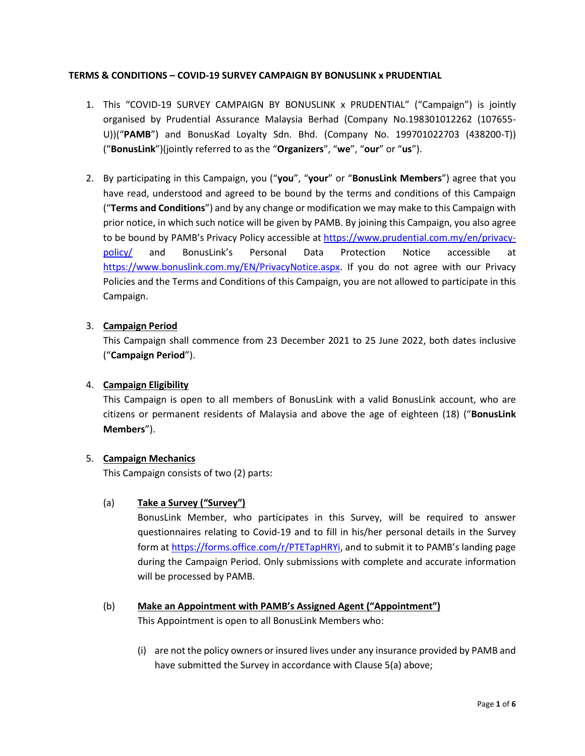**TERMS & CONDITIONS – COVID-19 SURVEY CAMPAIGN BY BONUSLINK x PRUDENTIAL**

1. This "COVID-19 SURVEY CAMPAIGN BY BONUSLINK x PRUDENTIAL" ("Campaign") is jointly organised by Prudential Assurance Malaysia Berhad (Company No.198301012262 (107655-U))("**PAMB**") and BonusKad Loyalty Sdn. Bhd. (Company No. 199701022703 (438200-T)) ("**BonusLink**")(jointly referred to as the "**Organizers**", "**we**", "**our**" or "**us**").

2. By participating in this Campaign, you ("**you**", "**your**" or "**BonusLink Members**") agree that you have read, understood and agreed to be bound by the terms and conditions of this Campaign ("**Terms and Conditions**") and by any change or modification we may make to this Campaign with prior notice, in which such notice will be given by PAMB. By joining this Campaign, you also agree to be bound by PAMB's Privacy Policy accessible at [https://www.prudential.com.my/en/privacy-policy/](https://www.prudential.com.my/en/privacy-policy/) and BonusLink's Personal Data Protection Notice accessible at [https://www.bonuslink.com.my/EN/PrivacyNotice.aspx](https://www.bonuslink.com.my/EN/PrivacyNotice.aspx). If you do not agree with our Privacy Policies and the Terms and Conditions of this Campaign, you are not allowed to participate in this Campaign.

3. **Campaign Period**

   This Campaign shall commence from 23 December 2021 to 25 June 2022, both dates inclusive ("**Campaign Period**").

4. **Campaign Eligibility**

   This Campaign is open to all members of BonusLink with a valid BonusLink account, who are citizens or permanent residents of Malaysia and above the age of eighteen (18) ("**BonusLink Members**").

5. **Campaign Mechanics**

   This Campaign consists of two (2) parts:

   (a) **Take a Survey ("Survey")**

   BonusLink Member, who participates in this Survey, will be required to answer questionnaires relating to Covid-19 and to fill in his/her personal details in the Survey form at [https://forms.office.com/r/PTETapHRYi](https://forms.office.com/r/PTETapHRYi), and to submit it to PAMB's landing page during the Campaign Period. Only submissions with complete and accurate information will be processed by PAMB.

   (b) **Make an Appointment with PAMB's Assigned Agent ("Appointment")**

   This Appointment is open to all BonusLink Members who:

   (i) are not the policy owners or insured lives under any insurance provided by PAMB and have submitted the Survey in accordance with Clause 5(a) above;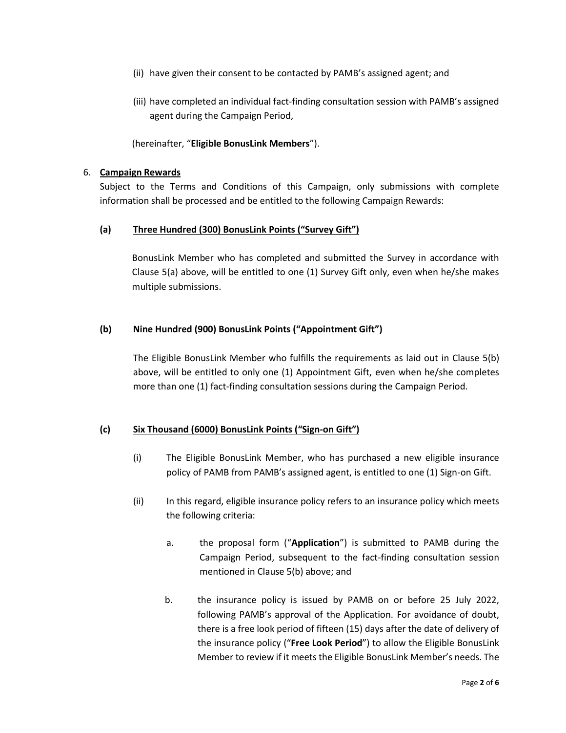(ii) have given their consent to be contacted by PAMB's assigned agent; and

(iii) have completed an individual fact-finding consultation session with PAMB's assigned agent during the Campaign Period,

(hereinafter, "**Eligible BonusLink Members**").

6. **Campaign Rewards**

Subject to the Terms and Conditions of this Campaign, only submissions with complete information shall be processed and be entitled to the following Campaign Rewards:

**(a) Three Hundred (300) BonusLink Points ("Survey Gift")**

BonusLink Member who has completed and submitted the Survey in accordance with Clause 5(a) above, will be entitled to one (1) Survey Gift only, even when he/she makes multiple submissions.

**(b) Nine Hundred (900) BonusLink Points ("Appointment Gift")**

The Eligible BonusLink Member who fulfills the requirements as laid out in Clause 5(b) above, will be entitled to only one (1) Appointment Gift, even when he/she completes more than one (1) fact-finding consultation sessions during the Campaign Period.

**(c) Six Thousand (6000) BonusLink Points ("Sign-on Gift")**

(i) The Eligible BonusLink Member, who has purchased a new eligible insurance policy of PAMB from PAMB's assigned agent, is entitled to one (1) Sign-on Gift.

(ii) In this regard, eligible insurance policy refers to an insurance policy which meets the following criteria:

a. the proposal form ("**Application**") is submitted to PAMB during the Campaign Period, subsequent to the fact-finding consultation session mentioned in Clause 5(b) above; and

b. the insurance policy is issued by PAMB on or before 25 July 2022, following PAMB's approval of the Application. For avoidance of doubt, there is a free look period of fifteen (15) days after the date of delivery of the insurance policy ("**Free Look Period**") to allow the Eligible BonusLink Member to review if it meets the Eligible BonusLink Member's needs. The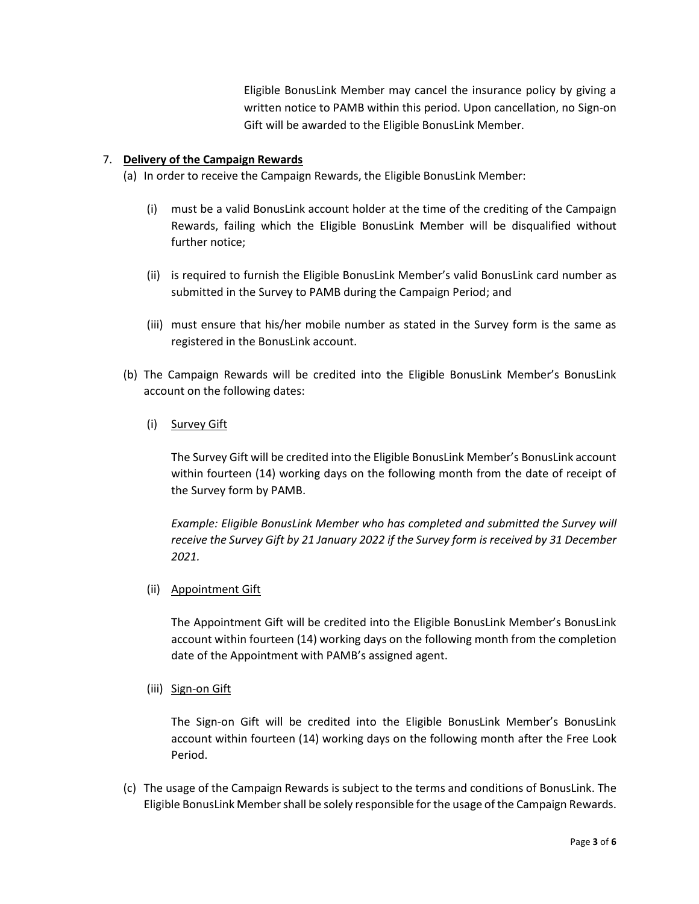Eligible BonusLink Member may cancel the insurance policy by giving a written notice to PAMB within this period. Upon cancellation, no Sign-on Gift will be awarded to the Eligible BonusLink Member.

7. **<u>Delivery of the Campaign Rewards</u>**

   (a) In order to receive the Campaign Rewards, the Eligible BonusLink Member:

      (i) must be a valid BonusLink account holder at the time of the crediting of the Campaign Rewards, failing which the Eligible BonusLink Member will be disqualified without further notice;

      (ii) is required to furnish the Eligible BonusLink Member's valid BonusLink card number as submitted in the Survey to PAMB during the Campaign Period; and

      (iii) must ensure that his/her mobile number as stated in the Survey form is the same as registered in the BonusLink account.

   (b) The Campaign Rewards will be credited into the Eligible BonusLink Member's BonusLink account on the following dates:

      (i) <u>Survey Gift</u>

      The Survey Gift will be credited into the Eligible BonusLink Member's BonusLink account within fourteen (14) working days on the following month from the date of receipt of the Survey form by PAMB.

      *Example: Eligible BonusLink Member who has completed and submitted the Survey will receive the Survey Gift by 21 January 2022 if the Survey form is received by 31 December 2021.*

      (ii) <u>Appointment Gift</u>

      The Appointment Gift will be credited into the Eligible BonusLink Member's BonusLink account within fourteen (14) working days on the following month from the completion date of the Appointment with PAMB's assigned agent.

      (iii) <u>Sign-on Gift</u>

      The Sign-on Gift will be credited into the Eligible BonusLink Member's BonusLink account within fourteen (14) working days on the following month after the Free Look Period.

   (c) The usage of the Campaign Rewards is subject to the terms and conditions of BonusLink. The Eligible BonusLink Member shall be solely responsible for the usage of the Campaign Rewards.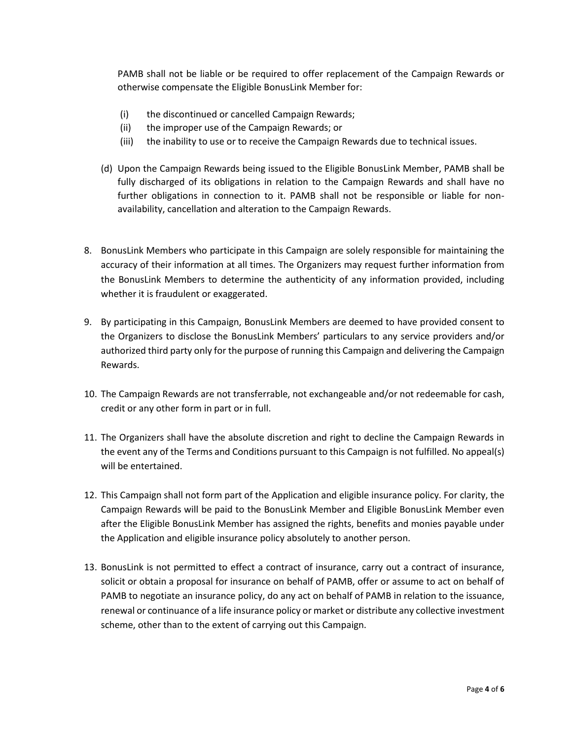PAMB shall not be liable or be required to offer replacement of the Campaign Rewards or otherwise compensate the Eligible BonusLink Member for:

(i) the discontinued or cancelled Campaign Rewards;
(ii) the improper use of the Campaign Rewards; or
(iii) the inability to use or to receive the Campaign Rewards due to technical issues.

(d) Upon the Campaign Rewards being issued to the Eligible BonusLink Member, PAMB shall be fully discharged of its obligations in relation to the Campaign Rewards and shall have no further obligations in connection to it. PAMB shall not be responsible or liable for non-availability, cancellation and alteration to the Campaign Rewards.

8. BonusLink Members who participate in this Campaign are solely responsible for maintaining the accuracy of their information at all times. The Organizers may request further information from the BonusLink Members to determine the authenticity of any information provided, including whether it is fraudulent or exaggerated.

9. By participating in this Campaign, BonusLink Members are deemed to have provided consent to the Organizers to disclose the BonusLink Members' particulars to any service providers and/or authorized third party only for the purpose of running this Campaign and delivering the Campaign Rewards.

10. The Campaign Rewards are not transferrable, not exchangeable and/or not redeemable for cash, credit or any other form in part or in full.

11. The Organizers shall have the absolute discretion and right to decline the Campaign Rewards in the event any of the Terms and Conditions pursuant to this Campaign is not fulfilled. No appeal(s) will be entertained.

12. This Campaign shall not form part of the Application and eligible insurance policy. For clarity, the Campaign Rewards will be paid to the BonusLink Member and Eligible BonusLink Member even after the Eligible BonusLink Member has assigned the rights, benefits and monies payable under the Application and eligible insurance policy absolutely to another person.

13. BonusLink is not permitted to effect a contract of insurance, carry out a contract of insurance, solicit or obtain a proposal for insurance on behalf of PAMB, offer or assume to act on behalf of PAMB to negotiate an insurance policy, do any act on behalf of PAMB in relation to the issuance, renewal or continuance of a life insurance policy or market or distribute any collective investment scheme, other than to the extent of carrying out this Campaign.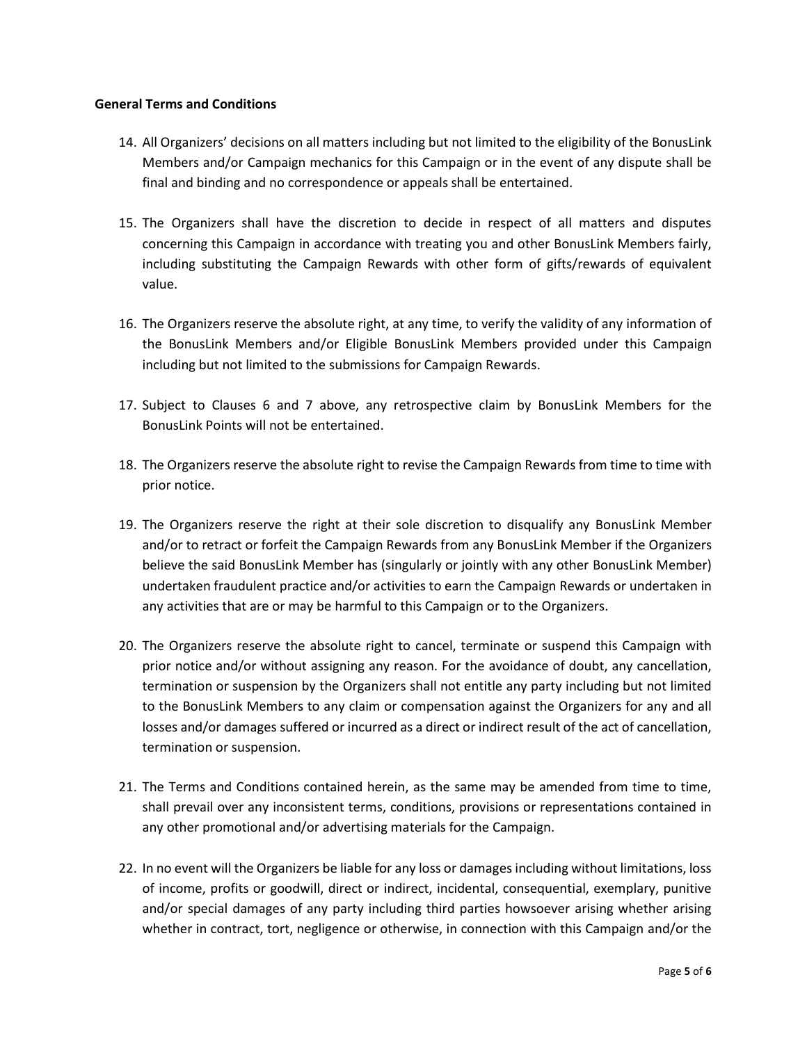**General Terms and Conditions**

14. All Organizers' decisions on all matters including but not limited to the eligibility of the BonusLink Members and/or Campaign mechanics for this Campaign or in the event of any dispute shall be final and binding and no correspondence or appeals shall be entertained.

15. The Organizers shall have the discretion to decide in respect of all matters and disputes concerning this Campaign in accordance with treating you and other BonusLink Members fairly, including substituting the Campaign Rewards with other form of gifts/rewards of equivalent value.

16. The Organizers reserve the absolute right, at any time, to verify the validity of any information of the BonusLink Members and/or Eligible BonusLink Members provided under this Campaign including but not limited to the submissions for Campaign Rewards.

17. Subject to Clauses 6 and 7 above, any retrospective claim by BonusLink Members for the BonusLink Points will not be entertained.

18. The Organizers reserve the absolute right to revise the Campaign Rewards from time to time with prior notice.

19. The Organizers reserve the right at their sole discretion to disqualify any BonusLink Member and/or to retract or forfeit the Campaign Rewards from any BonusLink Member if the Organizers believe the said BonusLink Member has (singularly or jointly with any other BonusLink Member) undertaken fraudulent practice and/or activities to earn the Campaign Rewards or undertaken in any activities that are or may be harmful to this Campaign or to the Organizers.

20. The Organizers reserve the absolute right to cancel, terminate or suspend this Campaign with prior notice and/or without assigning any reason. For the avoidance of doubt, any cancellation, termination or suspension by the Organizers shall not entitle any party including but not limited to the BonusLink Members to any claim or compensation against the Organizers for any and all losses and/or damages suffered or incurred as a direct or indirect result of the act of cancellation, termination or suspension.

21. The Terms and Conditions contained herein, as the same may be amended from time to time, shall prevail over any inconsistent terms, conditions, provisions or representations contained in any other promotional and/or advertising materials for the Campaign.

22. In no event will the Organizers be liable for any loss or damages including without limitations, loss of income, profits or goodwill, direct or indirect, incidental, consequential, exemplary, punitive and/or special damages of any party including third parties howsoever arising whether arising whether in contract, tort, negligence or otherwise, in connection with this Campaign and/or the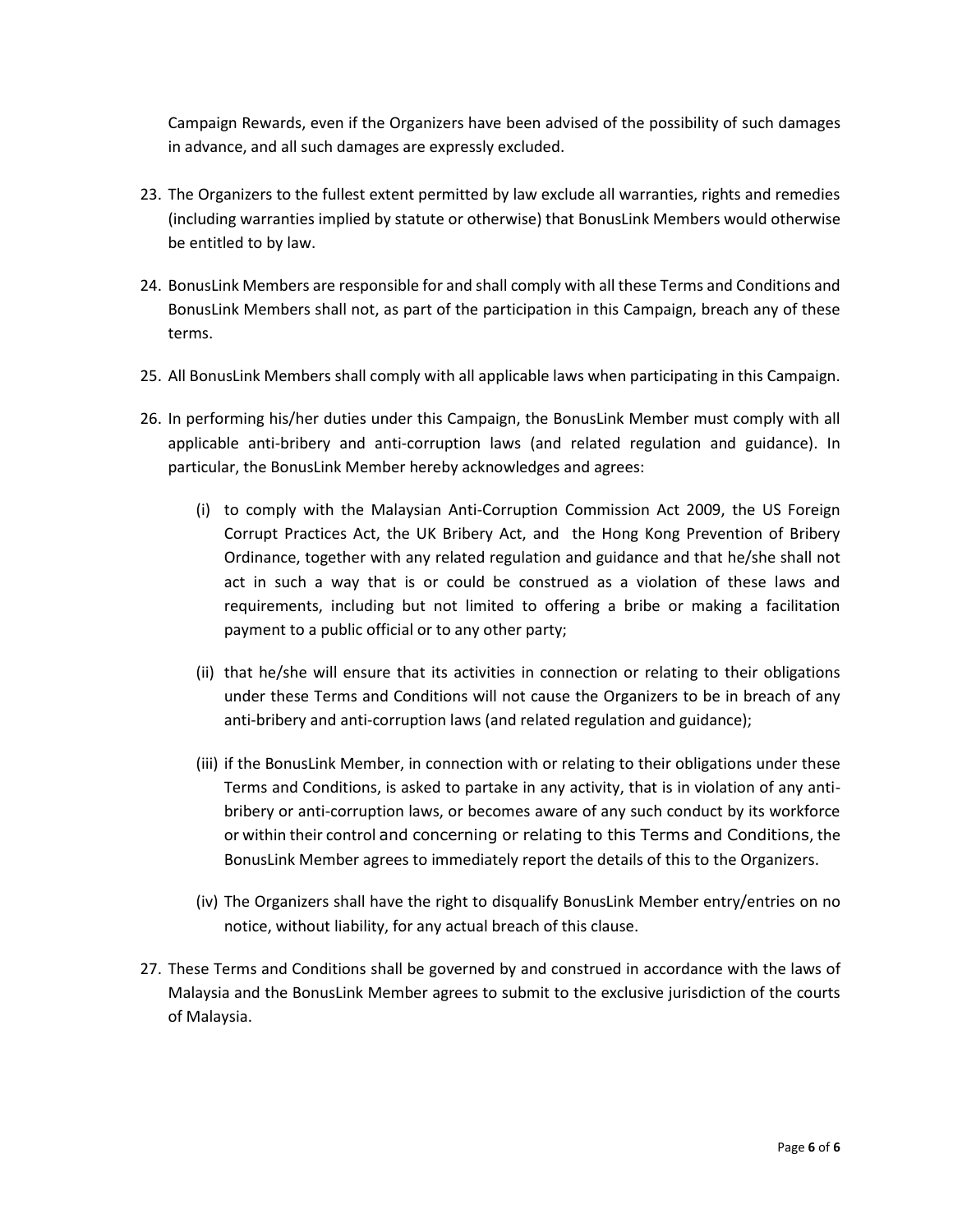Campaign Rewards, even if the Organizers have been advised of the possibility of such damages in advance, and all such damages are expressly excluded.

23. The Organizers to the fullest extent permitted by law exclude all warranties, rights and remedies (including warranties implied by statute or otherwise) that BonusLink Members would otherwise be entitled to by law.

24. BonusLink Members are responsible for and shall comply with all these Terms and Conditions and BonusLink Members shall not, as part of the participation in this Campaign, breach any of these terms.

25. All BonusLink Members shall comply with all applicable laws when participating in this Campaign.

26. In performing his/her duties under this Campaign, the BonusLink Member must comply with all applicable anti-bribery and anti-corruption laws (and related regulation and guidance). In particular, the BonusLink Member hereby acknowledges and agrees:

    (i) to comply with the Malaysian Anti-Corruption Commission Act 2009, the US Foreign Corrupt Practices Act, the UK Bribery Act, and the Hong Kong Prevention of Bribery Ordinance, together with any related regulation and guidance and that he/she shall not act in such a way that is or could be construed as a violation of these laws and requirements, including but not limited to offering a bribe or making a facilitation payment to a public official or to any other party;

    (ii) that he/she will ensure that its activities in connection or relating to their obligations under these Terms and Conditions will not cause the Organizers to be in breach of any anti-bribery and anti-corruption laws (and related regulation and guidance);

    (iii) if the BonusLink Member, in connection with or relating to their obligations under these Terms and Conditions, is asked to partake in any activity, that is in violation of any anti-bribery or anti-corruption laws, or becomes aware of any such conduct by its workforce or within their control and concerning or relating to this Terms and Conditions, the BonusLink Member agrees to immediately report the details of this to the Organizers.

    (iv) The Organizers shall have the right to disqualify BonusLink Member entry/entries on no notice, without liability, for any actual breach of this clause.

27. These Terms and Conditions shall be governed by and construed in accordance with the laws of Malaysia and the BonusLink Member agrees to submit to the exclusive jurisdiction of the courts of Malaysia.